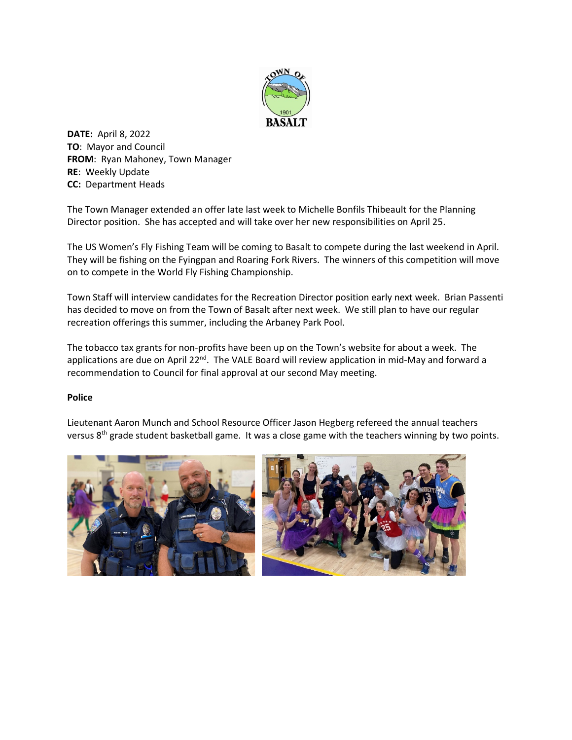**DATE:** April 8, 2022
**TO**: Mayor and Council
**FROM**: Ryan Mahoney, Town Manager
**RE**: Weekly Update
**CC:** Department Heads

The Town Manager extended an offer late last week to Michelle Bonfils Thibeault for the Planning Director position. She has accepted and will take over her new responsibilities on April 25.

The US Women's Fly Fishing Team will be coming to Basalt to compete during the last weekend in April. They will be fishing on the Fyingpan and Roaring Fork Rivers. The winners of this competition will move on to compete in the World Fly Fishing Championship.

Town Staff will interview candidates for the Recreation Director position early next week. Brian Passenti has decided to move on from the Town of Basalt after next week. We still plan to have our regular recreation offerings this summer, including the Arbaney Park Pool.

The tobacco tax grants for non-profits have been up on the Town's website for about a week. The applications are due on April 22nd. The VALE Board will review application in mid-May and forward a recommendation to Council for final approval at our second May meeting.

**Police**

Lieutenant Aaron Munch and School Resource Officer Jason Hegberg refereed the annual teachers versus 8th grade student basketball game. It was a close game with the teachers winning by two points.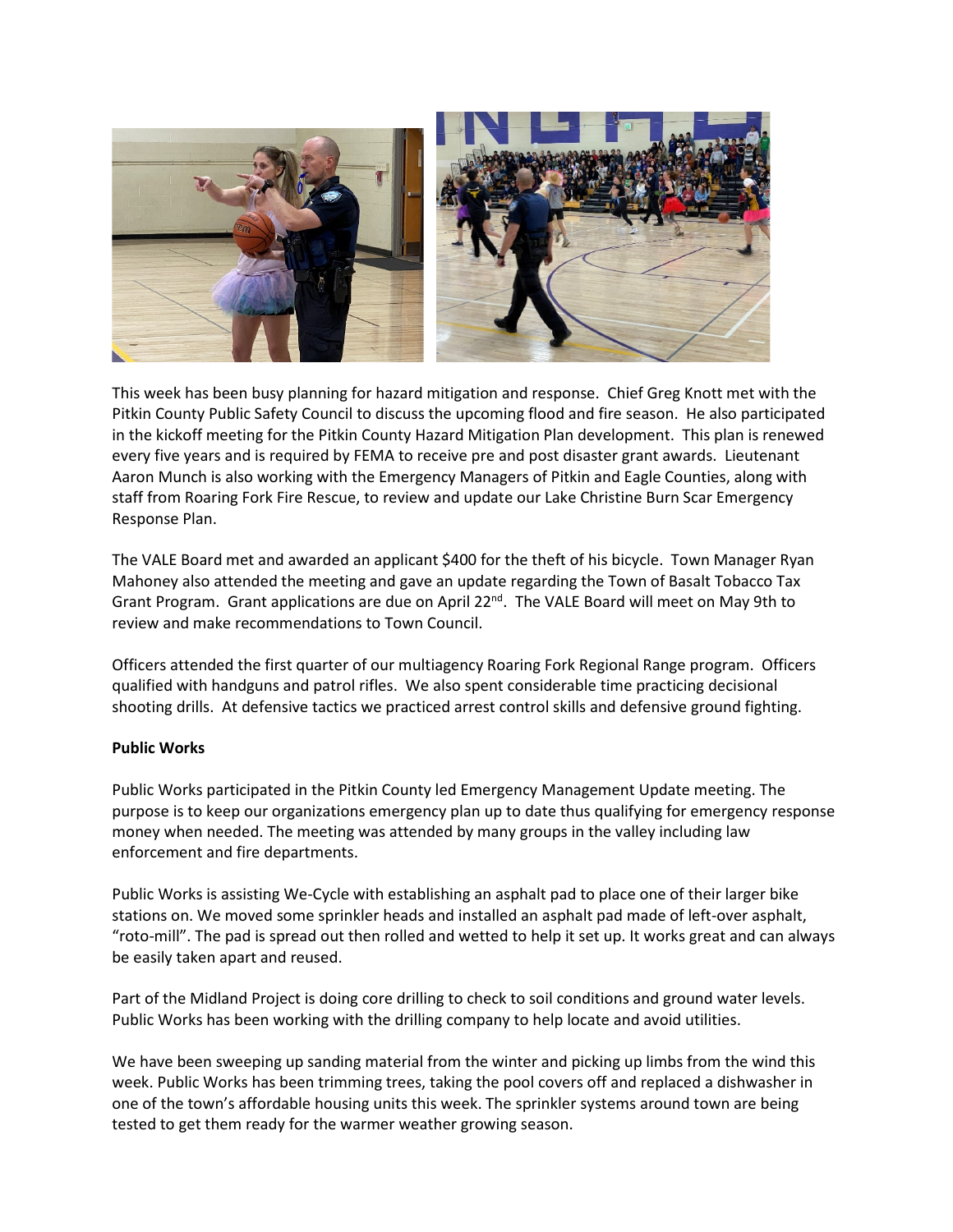This week has been busy planning for hazard mitigation and response. Chief Greg Knott met with the Pitkin County Public Safety Council to discuss the upcoming flood and fire season. He also participated in the kickoff meeting for the Pitkin County Hazard Mitigation Plan development. This plan is renewed every five years and is required by FEMA to receive pre and post disaster grant awards. Lieutenant Aaron Munch is also working with the Emergency Managers of Pitkin and Eagle Counties, along with staff from Roaring Fork Fire Rescue, to review and update our Lake Christine Burn Scar Emergency Response Plan.

The VALE Board met and awarded an applicant $400 for the theft of his bicycle. Town Manager Ryan Mahoney also attended the meeting and gave an update regarding the Town of Basalt Tobacco Tax Grant Program. Grant applications are due on April 22nd. The VALE Board will meet on May 9th to review and make recommendations to Town Council.

Officers attended the first quarter of our multiagency Roaring Fork Regional Range program. Officers qualified with handguns and patrol rifles. We also spent considerable time practicing decisional shooting drills. At defensive tactics we practiced arrest control skills and defensive ground fighting.

**Public Works**

Public Works participated in the Pitkin County led Emergency Management Update meeting. The purpose is to keep our organizations emergency plan up to date thus qualifying for emergency response money when needed. The meeting was attended by many groups in the valley including law enforcement and fire departments.

Public Works is assisting We-Cycle with establishing an asphalt pad to place one of their larger bike stations on. We moved some sprinkler heads and installed an asphalt pad made of left-over asphalt, "roto-mill". The pad is spread out then rolled and wetted to help it set up. It works great and can always be easily taken apart and reused.

Part of the Midland Project is doing core drilling to check to soil conditions and ground water levels. Public Works has been working with the drilling company to help locate and avoid utilities.

We have been sweeping up sanding material from the winter and picking up limbs from the wind this week. Public Works has been trimming trees, taking the pool covers off and replaced a dishwasher in one of the town's affordable housing units this week. The sprinkler systems around town are being tested to get them ready for the warmer weather growing season.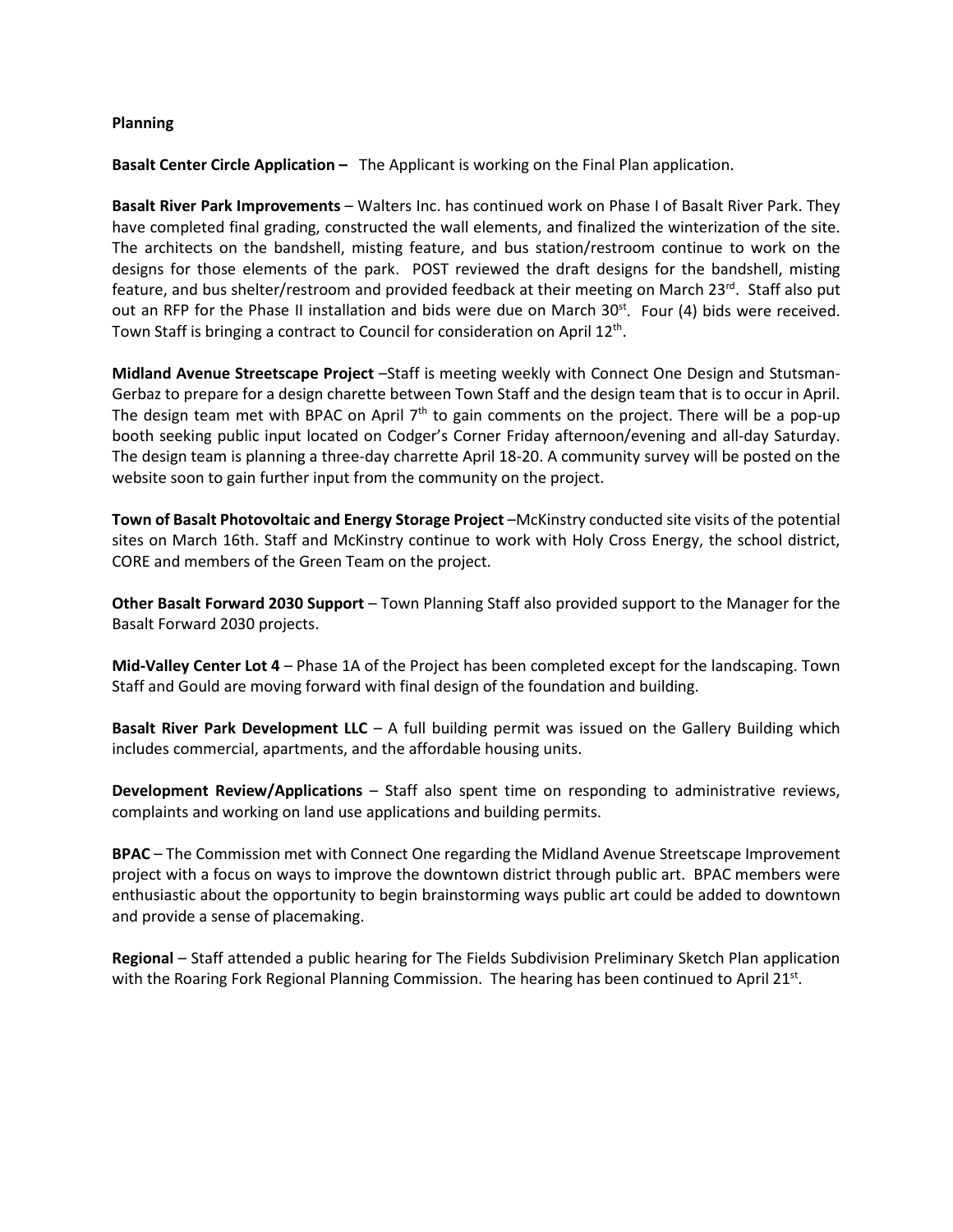**Planning**

**Basalt Center Circle Application –** The Applicant is working on the Final Plan application.

**Basalt River Park Improvements** – Walters Inc. has continued work on Phase I of Basalt River Park. They have completed final grading, constructed the wall elements, and finalized the winterization of the site. The architects on the bandshell, misting feature, and bus station/restroom continue to work on the designs for those elements of the park. POST reviewed the draft designs for the bandshell, misting feature, and bus shelter/restroom and provided feedback at their meeting on March 23rd. Staff also put out an RFP for the Phase II installation and bids were due on March 30st. Four (4) bids were received. Town Staff is bringing a contract to Council for consideration on April 12th.

**Midland Avenue Streetscape Project** –Staff is meeting weekly with Connect One Design and Stutsman-Gerbaz to prepare for a design charette between Town Staff and the design team that is to occur in April. The design team met with BPAC on April 7th to gain comments on the project. There will be a pop-up booth seeking public input located on Codger's Corner Friday afternoon/evening and all-day Saturday. The design team is planning a three-day charrette April 18-20. A community survey will be posted on the website soon to gain further input from the community on the project.

**Town of Basalt Photovoltaic and Energy Storage Project** –McKinstry conducted site visits of the potential sites on March 16th. Staff and McKinstry continue to work with Holy Cross Energy, the school district, CORE and members of the Green Team on the project.

**Other Basalt Forward 2030 Support** – Town Planning Staff also provided support to the Manager for the Basalt Forward 2030 projects.

**Mid-Valley Center Lot 4** – Phase 1A of the Project has been completed except for the landscaping. Town Staff and Gould are moving forward with final design of the foundation and building.

**Basalt River Park Development LLC** – A full building permit was issued on the Gallery Building which includes commercial, apartments, and the affordable housing units.

**Development Review/Applications** – Staff also spent time on responding to administrative reviews, complaints and working on land use applications and building permits.

**BPAC** – The Commission met with Connect One regarding the Midland Avenue Streetscape Improvement project with a focus on ways to improve the downtown district through public art. BPAC members were enthusiastic about the opportunity to begin brainstorming ways public art could be added to downtown and provide a sense of placemaking.

**Regional** – Staff attended a public hearing for The Fields Subdivision Preliminary Sketch Plan application with the Roaring Fork Regional Planning Commission. The hearing has been continued to April 21st.